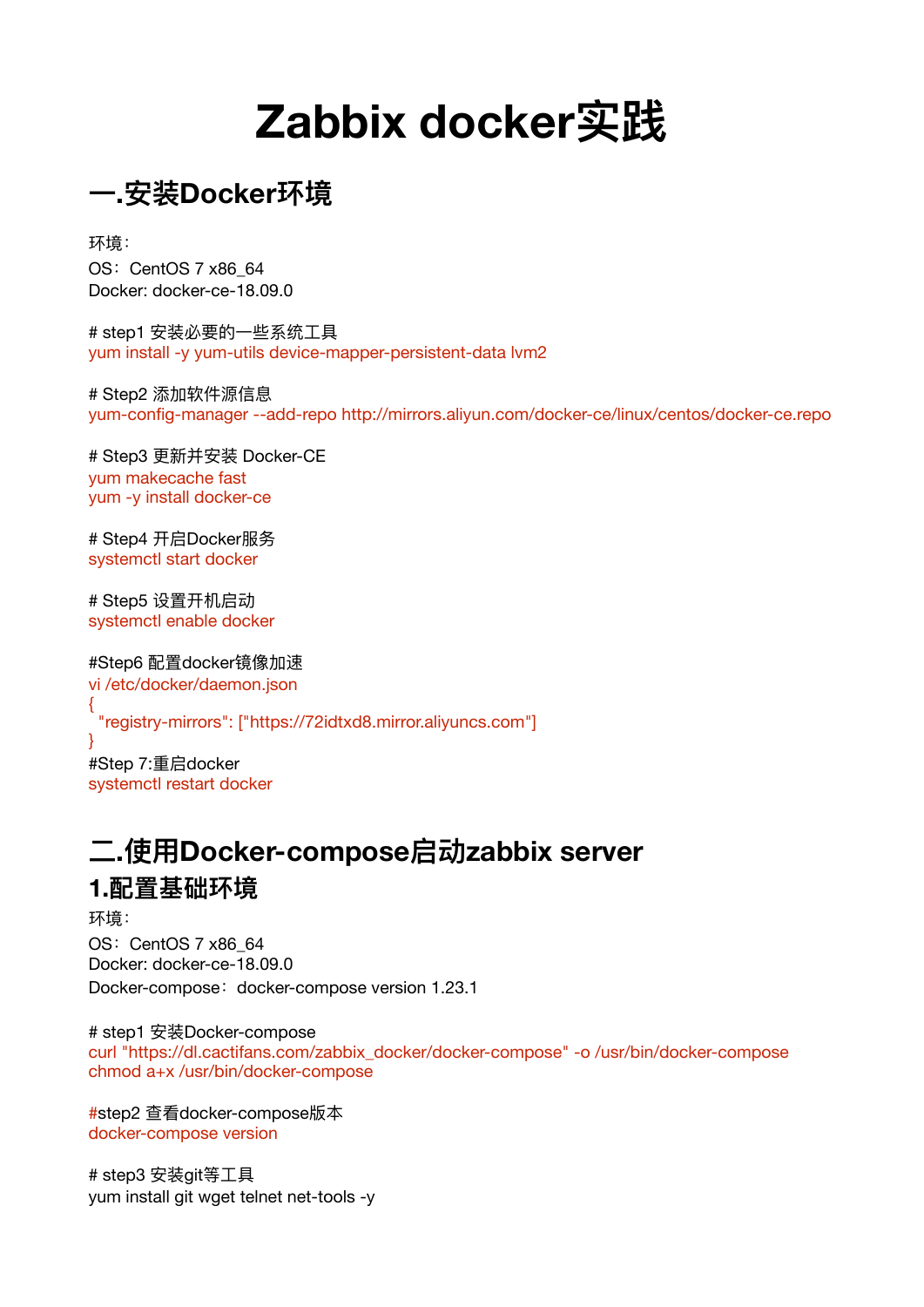# Zabbix docker实践

## 一.安装Docker环境

环境：
OS：CentOS 7 x86_64
Docker: docker-ce-18.09.0

\# step1 安装必要的一些系统工具
```
yum install -y yum-utils device-mapper-persistent-data lvm2
```

\# Step2 添加软件源信息
```
yum-config-manager --add-repo http://mirrors.aliyun.com/docker-ce/linux/centos/docker-ce.repo
```

\# Step3 更新并安装 Docker-CE
```
yum makecache fast
yum -y install docker-ce
```

\# Step4 开启Docker服务
```
systemctl start docker
```

\# Step5 设置开机启动
```
systemctl enable docker
```

\#Step6 配置docker镜像加速
```
vi /etc/docker/daemon.json
{
  "registry-mirrors": ["https://72idtxd8.mirror.aliyuncs.com"]
}
```

\#Step 7:重启docker
```
systemctl restart docker
```

## 二.使用Docker-compose启动zabbix server

### 1.配置基础环境

环境：
OS：CentOS 7 x86_64
Docker: docker-ce-18.09.0
Docker-compose：docker-compose version 1.23.1

\# step1 安装Docker-compose
```
curl "https://dl.cactifans.com/zabbix_docker/docker-compose" -o /usr/bin/docker-compose
chmod a+x /usr/bin/docker-compose
```

\#step2 查看docker-compose版本
```
docker-compose version
```

\# step3 安装git等工具
```
yum install git wget telnet net-tools -y
```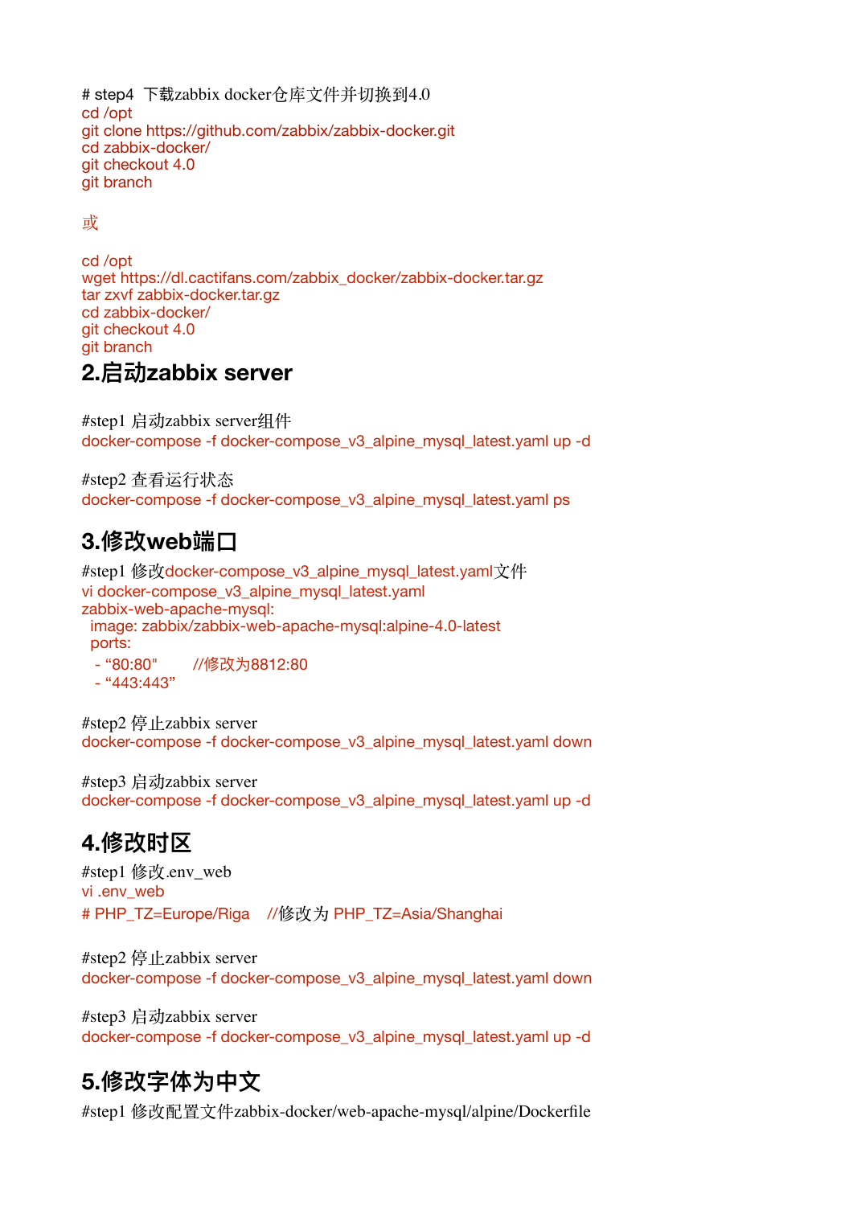# step4  下载zabbix docker仓库文件并切换到4.0

```
cd /opt
git clone https://github.com/zabbix/zabbix-docker.git
cd zabbix-docker/
git checkout 4.0
git branch
```

或

```
cd /opt
wget https://dl.cactifans.com/zabbix_docker/zabbix-docker.tar.gz
tar zxvf zabbix-docker.tar.gz
cd zabbix-docker/
git checkout 4.0
git branch
```

## 2.启动zabbix server

#step1 启动zabbix server组件

```
docker-compose -f docker-compose_v3_alpine_mysql_latest.yaml up -d
```

#step2 查看运行状态

```
docker-compose -f docker-compose_v3_alpine_mysql_latest.yaml ps
```

## 3.修改web端口

#step1 修改docker-compose_v3_alpine_mysql_latest.yaml文件

```
vi docker-compose_v3_alpine_mysql_latest.yaml
zabbix-web-apache-mysql:
  image: zabbix/zabbix-web-apache-mysql:alpine-4.0-latest
  ports:
   - “80:80"       //修改为8812:80
   - “443:443”
```

#step2 停止zabbix server

```
docker-compose -f docker-compose_v3_alpine_mysql_latest.yaml down
```

#step3 启动zabbix server

```
docker-compose -f docker-compose_v3_alpine_mysql_latest.yaml up -d
```

## 4.修改时区

#step1 修改.env_web

```
vi .env_web
# PHP_TZ=Europe/Riga    //修改为 PHP_TZ=Asia/Shanghai
```

#step2 停止zabbix server

```
docker-compose -f docker-compose_v3_alpine_mysql_latest.yaml down
```

#step3 启动zabbix server

```
docker-compose -f docker-compose_v3_alpine_mysql_latest.yaml up -d
```

## 5.修改字体为中文

#step1 修改配置文件zabbix-docker/web-apache-mysql/alpine/Dockerfile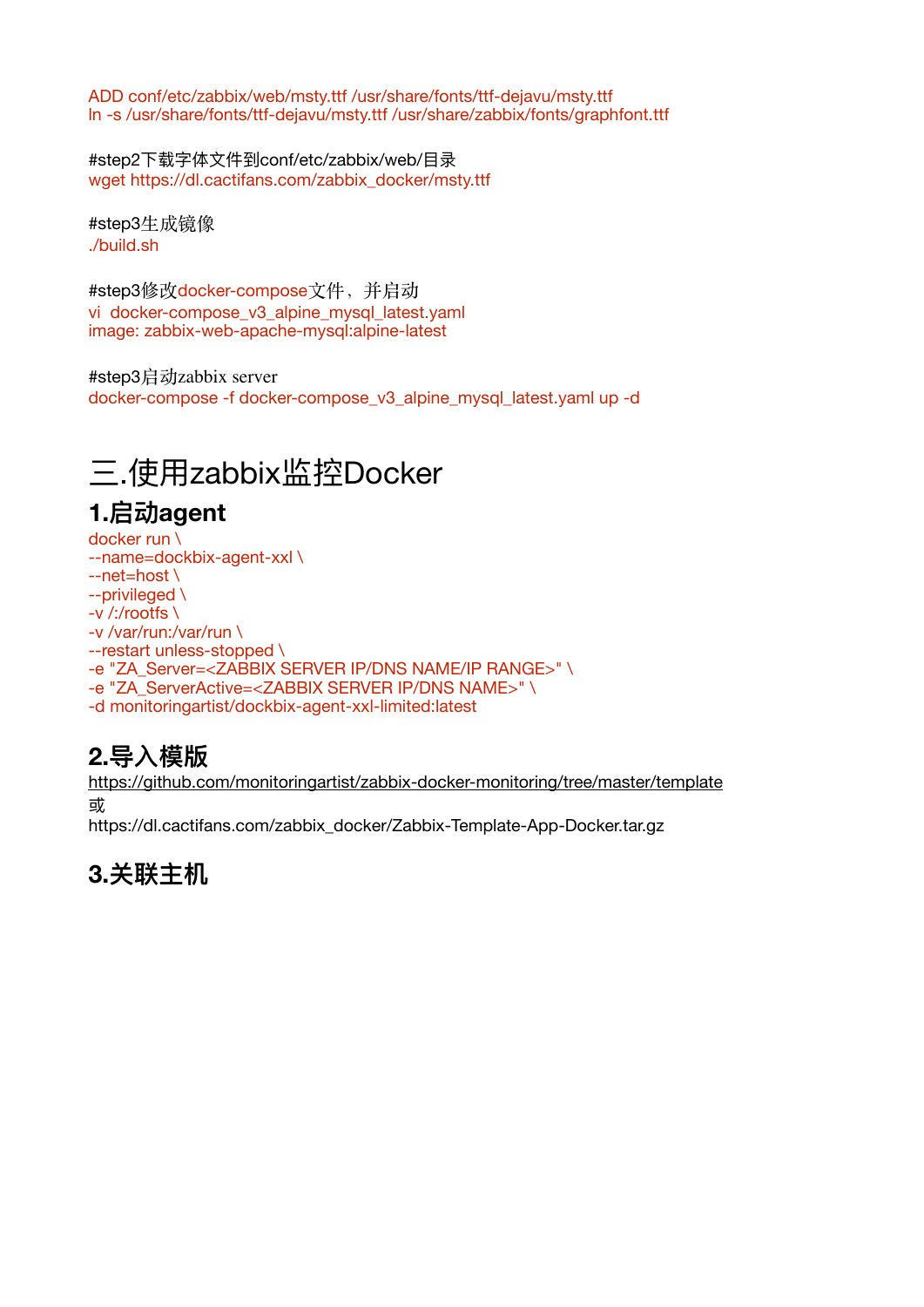```
ADD conf/etc/zabbix/web/msty.ttf /usr/share/fonts/ttf-dejavu/msty.ttf
ln -s /usr/share/fonts/ttf-dejavu/msty.ttf /usr/share/zabbix/fonts/graphfont.ttf
```

#step2下载字体文件到conf/etc/zabbix/web/目录

```
wget https://dl.cactifans.com/zabbix_docker/msty.ttf
```

#step3生成镜像

```
./build.sh
```

#step3修改docker-compose文件，并启动

```
vi  docker-compose_v3_alpine_mysql_latest.yaml
image: zabbix-web-apache-mysql:alpine-latest
```

#step3启动zabbix server

```
docker-compose -f docker-compose_v3_alpine_mysql_latest.yaml up -d
```

# 三.使用zabbix监控Docker

## 1.启动agent

```
docker run \
--name=dockbix-agent-xxl \
--net=host \
--privileged \
-v /:/rootfs \
-v /var/run:/var/run \
--restart unless-stopped \
-e "ZA_Server=<ZABBIX SERVER IP/DNS NAME/IP RANGE>" \
-e "ZA_ServerActive=<ZABBIX SERVER IP/DNS NAME>" \
-d monitoringartist/dockbix-agent-xxl-limited:latest
```

## 2.导入模版

https://github.com/monitoringartist/zabbix-docker-monitoring/tree/master/template

或

https://dl.cactifans.com/zabbix_docker/Zabbix-Template-App-Docker.tar.gz

## 3.关联主机